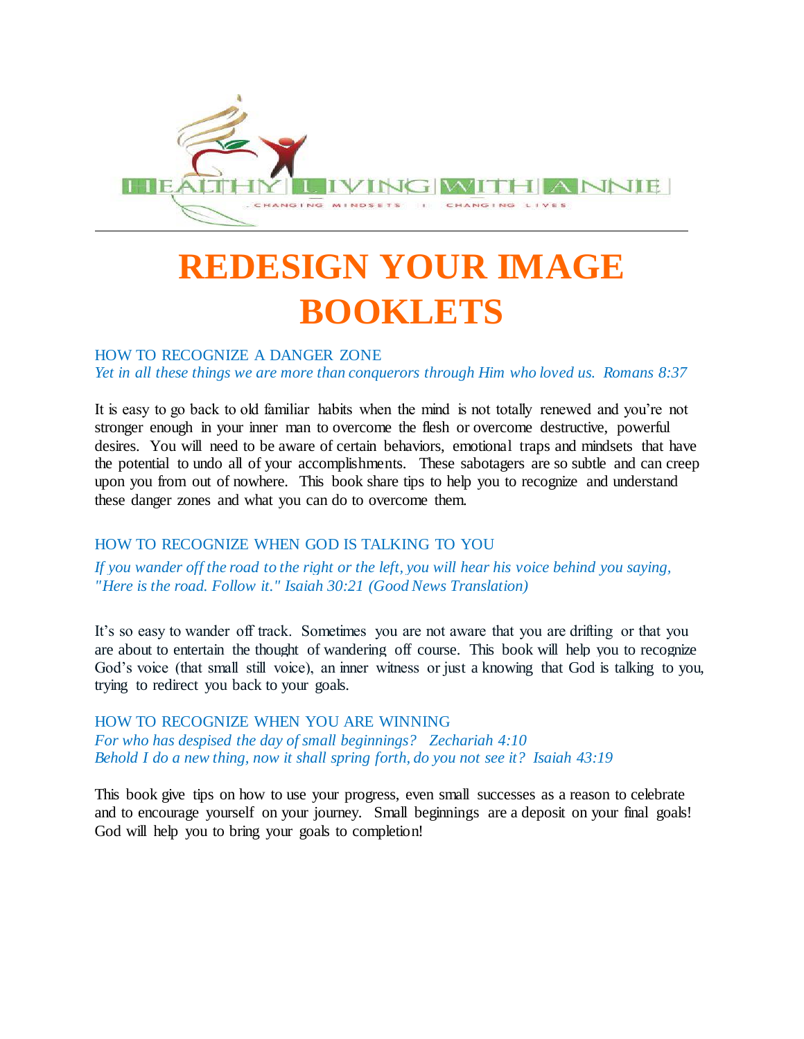HEALTHY LIVING WITH ANNIE

CHANGING MINDSETS | CHANGING LIVES

# REDESIGN YOUR IMAGE BOOKLETS

## HOW TO RECOGNIZE A DANGER ZONE

*Yet in all these things we are more than conquerors through Him who loved us. Romans 8:37*

It is easy to go back to old familiar habits when the mind is not totally renewed and you're not stronger enough in your inner man to overcome the flesh or overcome destructive, powerful desires. You will need to be aware of certain behaviors, emotional traps and mindsets that have the potential to undo all of your accomplishments. These sabotagers are so subtle and can creep upon you from out of nowhere. This book share tips to help you to recognize and understand these danger zones and what you can do to overcome them.

## HOW TO RECOGNIZE WHEN GOD IS TALKING TO YOU

*If you wander off the road to the right or the left, you will hear his voice behind you saying, "Here is the road. Follow it." Isaiah 30:21 (Good News Translation)*

It's so easy to wander off track. Sometimes you are not aware that you are drifting or that you are about to entertain the thought of wandering off course. This book will help you to recognize God's voice (that small still voice), an inner witness or just a knowing that God is talking to you, trying to redirect you back to your goals.

## HOW TO RECOGNIZE WHEN YOU ARE WINNING

*For who has despised the day of small beginnings? Zechariah 4:10*
*Behold I do a new thing, now it shall spring forth, do you not see it? Isaiah 43:19*

This book give tips on how to use your progress, even small successes as a reason to celebrate and to encourage yourself on your journey. Small beginnings are a deposit on your final goals! God will help you to bring your goals to completion!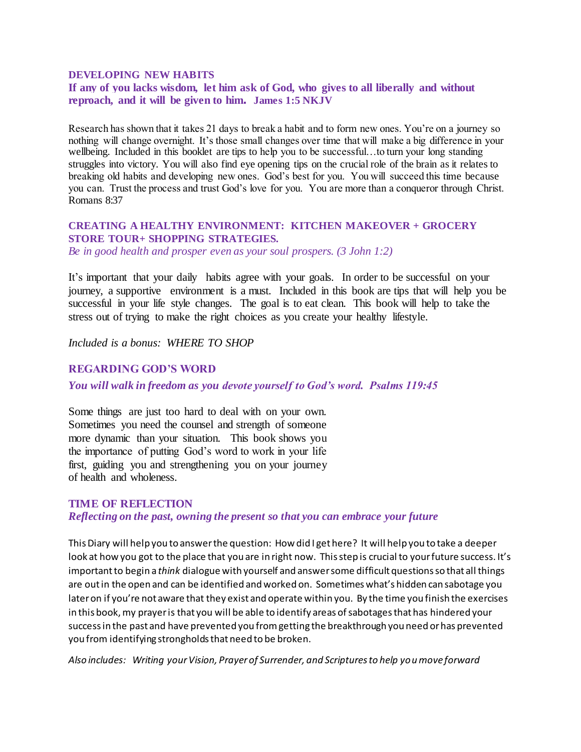## DEVELOPING NEW HABITS

**If any of you lacks wisdom, let him ask of God, who gives to all liberally and without reproach, and it will be given to him. James 1:5 NKJV**

Research has shown that it takes 21 days to break a habit and to form new ones. You're on a journey so nothing will change overnight. It's those small changes over time that will make a big difference in your wellbeing. Included in this booklet are tips to help you to be successful…to turn your long standing struggles into victory. You will also find eye opening tips on the crucial role of the brain as it relates to breaking old habits and developing new ones. God's best for you. You will succeed this time because you can. Trust the process and trust God's love for you. You are more than a conqueror through Christ. Romans 8:37

## CREATING A HEALTHY ENVIRONMENT: KITCHEN MAKEOVER + GROCERY STORE TOUR+ SHOPPING STRATEGIES.

*Be in good health and prosper even as your soul prospers. (3 John 1:2)*

It's important that your daily habits agree with your goals. In order to be successful on your journey, a supportive environment is a must. Included in this book are tips that will help you be successful in your life style changes. The goal is to eat clean. This book will help to take the stress out of trying to make the right choices as you create your healthy lifestyle.

*Included is a bonus: WHERE TO SHOP*

## REGARDING GOD'S WORD

***You will walk in freedom as you devote yourself to God's word. Psalms 119:45***

Some things are just too hard to deal with on your own. Sometimes you need the counsel and strength of someone more dynamic than your situation. This book shows you the importance of putting God's word to work in your life first, guiding you and strengthening you on your journey of health and wholeness.

## TIME OF REFLECTION

***Reflecting on the past, owning the present so that you can embrace your future***

This Diary will help you to answer the question: How did I get here? It will help you to take a deeper look at how you got to the place that you are in right now. This step is crucial to your future success. It's important to begin a *think* dialogue with yourself and answer some difficult questions so that all things are out in the open and can be identified and worked on. Sometimes what's hidden can sabotage you later on if you're not aware that they exist and operate within you. By the time you finish the exercises in this book, my prayer is that you will be able to identify areas of sabotages that has hindered your success in the past and have prevented you from getting the breakthrough you need or has prevented you from identifying strongholds that need to be broken.

*Also includes: Writing your Vision, Prayer of Surrender, and Scriptures to help you move forward*